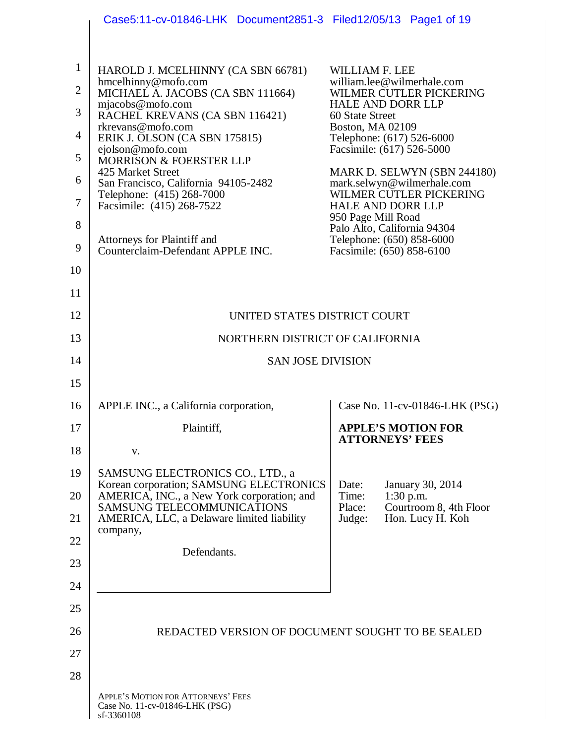HAROLD J. MCELHINNY (CA SBN 66781)
hmcelhinny@mofo.com
MICHAEL A. JACOBS (CA SBN 111664)
mjacobs@mofo.com
RACHEL KREVANS (CA SBN 116421)
rkrevans@mofo.com
ERIK J. OLSON (CA SBN 175815)
ejolson@mofo.com
MORRISON & FOERSTER LLP
425 Market Street
San Francisco, California 94105-2482
Telephone: (415) 268-7000
Facsimile: (415) 268-7522

Attorneys for Plaintiff and
Counterclaim-Defendant APPLE INC.

WILLIAM F. LEE
william.lee@wilmerhale.com
WILMER CUTLER PICKERING
HALE AND DORR LLP
60 State Street
Boston, MA 02109
Telephone: (617) 526-6000
Facsimile: (617) 526-5000

MARK D. SELWYN (SBN 244180)
mark.selwyn@wilmerhale.com
WILMER CUTLER PICKERING
HALE AND DORR LLP
950 Page Mill Road
Palo Alto, California 94304
Telephone: (650) 858-6000
Facsimile: (650) 858-6100

UNITED STATES DISTRICT COURT

NORTHERN DISTRICT OF CALIFORNIA

SAN JOSE DIVISION

APPLE INC., a California corporation,

Plaintiff,

v.

SAMSUNG ELECTRONICS CO., LTD., a Korean corporation; SAMSUNG ELECTRONICS AMERICA, INC., a New York corporation; and SAMSUNG TELECOMMUNICATIONS AMERICA, LLC, a Delaware limited liability company,

Defendants.

Case No. 11-cv-01846-LHK (PSG)

**APPLE'S MOTION FOR ATTORNEYS' FEES**

Date: January 30, 2014
Time: 1:30 p.m.
Place: Courtroom 8, 4th Floor
Judge: Hon. Lucy H. Koh

REDACTED VERSION OF DOCUMENT SOUGHT TO BE SEALED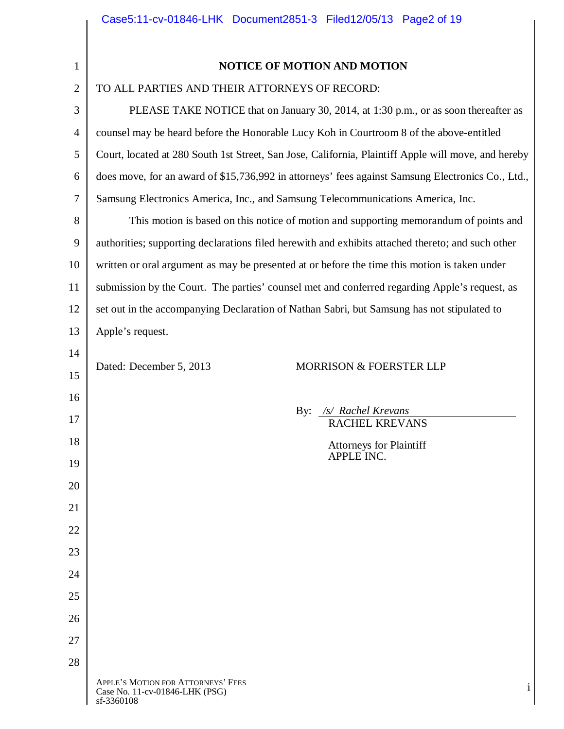## NOTICE OF MOTION AND MOTION

TO ALL PARTIES AND THEIR ATTORNEYS OF RECORD:

PLEASE TAKE NOTICE that on January 30, 2014, at 1:30 p.m., or as soon thereafter as counsel may be heard before the Honorable Lucy Koh in Courtroom 8 of the above-entitled Court, located at 280 South 1st Street, San Jose, California, Plaintiff Apple will move, and hereby does move, for an award of $15,736,992 in attorneys' fees against Samsung Electronics Co., Ltd., Samsung Electronics America, Inc., and Samsung Telecommunications America, Inc.

This motion is based on this notice of motion and supporting memorandum of points and authorities; supporting declarations filed herewith and exhibits attached thereto; and such other written or oral argument as may be presented at or before the time this motion is taken under submission by the Court. The parties' counsel met and conferred regarding Apple's request, as set out in the accompanying Declaration of Nathan Sabri, but Samsung has not stipulated to Apple's request.

Dated: December 5, 2013

MORRISON & FOERSTER LLP

By: */s/ Rachel Krevans*
RACHEL KREVANS

Attorneys for Plaintiff
APPLE INC.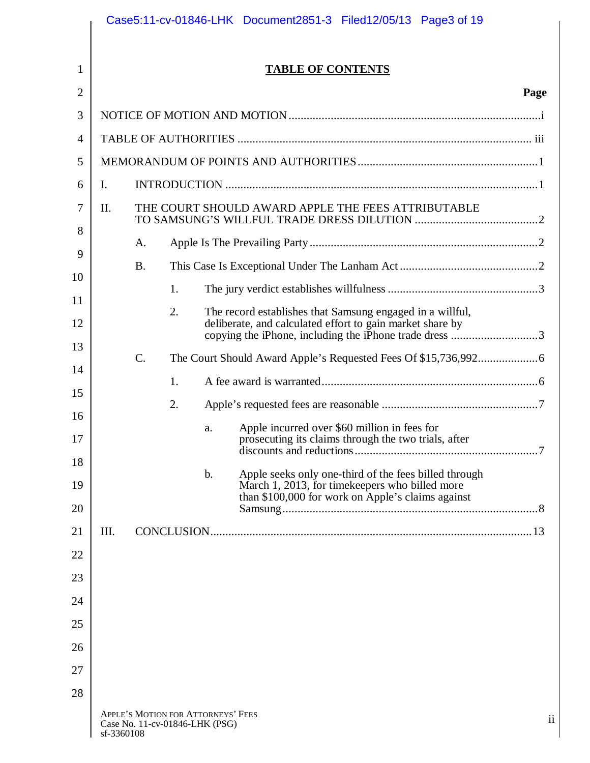# TABLE OF CONTENTS

| | Page |
|---|---|
| NOTICE OF MOTION AND MOTION | i |
| TABLE OF AUTHORITIES | iii |
| MEMORANDUM OF POINTS AND AUTHORITIES | 1 |
| I. INTRODUCTION | 1 |
| II. THE COURT SHOULD AWARD APPLE THE FEES ATTRIBUTABLE TO SAMSUNG'S WILLFUL TRADE DRESS DILUTION | 2 |
| A. Apple Is The Prevailing Party | 2 |
| B. This Case Is Exceptional Under The Lanham Act | 2 |
| 1. The jury verdict establishes willfulness | 3 |
| 2. The record establishes that Samsung engaged in a willful, deliberate, and calculated effort to gain market share by copying the iPhone, including the iPhone trade dress | 3 |
| C. The Court Should Award Apple's Requested Fees Of $15,736,992 | 6 |
| 1. A fee award is warranted | 6 |
| 2. Apple's requested fees are reasonable | 7 |
| a. Apple incurred over $60 million in fees for prosecuting its claims through the two trials, after discounts and reductions | 7 |
| b. Apple seeks only one-third of the fees billed through March 1, 2013, for timekeepers who billed more than $100,000 for work on Apple's claims against Samsung | 8 |
| III. CONCLUSION | 13 |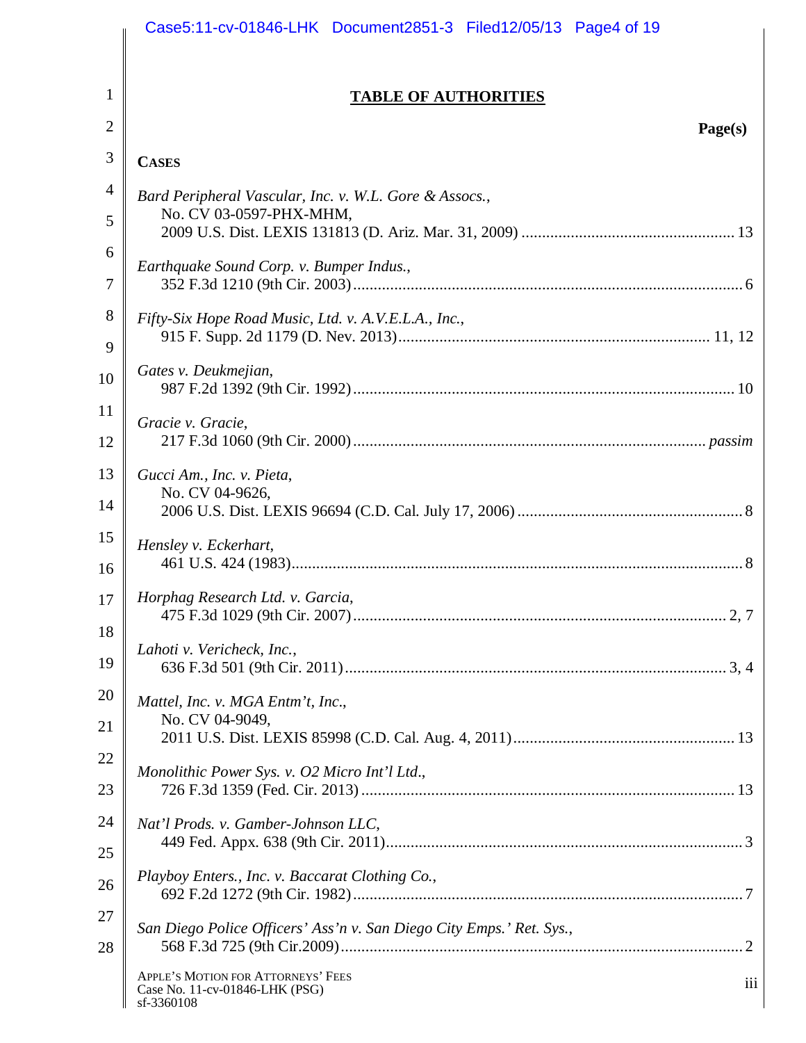## TABLE OF AUTHORITIES

**Page(s)**

**CASES**

*Bard Peripheral Vascular, Inc. v. W.L. Gore & Assocs.*,
No. CV 03-0597-PHX-MHM,
2009 U.S. Dist. LEXIS 131813 (D. Ariz. Mar. 31, 2009) .................................................... 13

*Earthquake Sound Corp. v. Bumper Indus.*,
352 F.3d 1210 (9th Cir. 2003) ............................................................................................... 6

*Fifty-Six Hope Road Music, Ltd. v. A.V.E.L.A., Inc.*,
915 F. Supp. 2d 1179 (D. Nev. 2013) ........................................................................... 11, 12

*Gates v. Deukmejian*,
987 F.2d 1392 (9th Cir. 1992) ............................................................................................. 10

*Gracie v. Gracie*,
217 F.3d 1060 (9th Cir. 2000) ...................................................................................... *passim*

*Gucci Am., Inc. v. Pieta*,
No. CV 04-9626,
2006 U.S. Dist. LEXIS 96694 (C.D. Cal. July 17, 2006) ....................................................... 8

*Hensley v. Eckerhart*,
461 U.S. 424 (1983) ............................................................................................................... 8

*Horphag Research Ltd. v. Garcia*,
475 F.3d 1029 (9th Cir. 2007) ........................................................................................... 2, 7

*Lahoti v. Vericheck, Inc.*,
636 F.3d 501 (9th Cir. 2011) ............................................................................................. 3, 4

*Mattel, Inc. v. MGA Entm't, Inc.*,
No. CV 04-9049,
2011 U.S. Dist. LEXIS 85998 (C.D. Cal. Aug. 4, 2011) ...................................................... 13

*Monolithic Power Sys. v. O2 Micro Int'l Ltd.*,
726 F.3d 1359 (Fed. Cir. 2013) ........................................................................................... 13

*Nat'l Prods. v. Gamber-Johnson LLC*,
449 Fed. Appx. 638 (9th Cir. 2011) ....................................................................................... 3

*Playboy Enters., Inc. v. Baccarat Clothing Co.*,
692 F.2d 1272 (9th Cir. 1982) ............................................................................................... 7

*San Diego Police Officers' Ass'n v. San Diego City Emps.' Ret. Sys.*,
568 F.3d 725 (9th Cir.2009) .................................................................................................. 2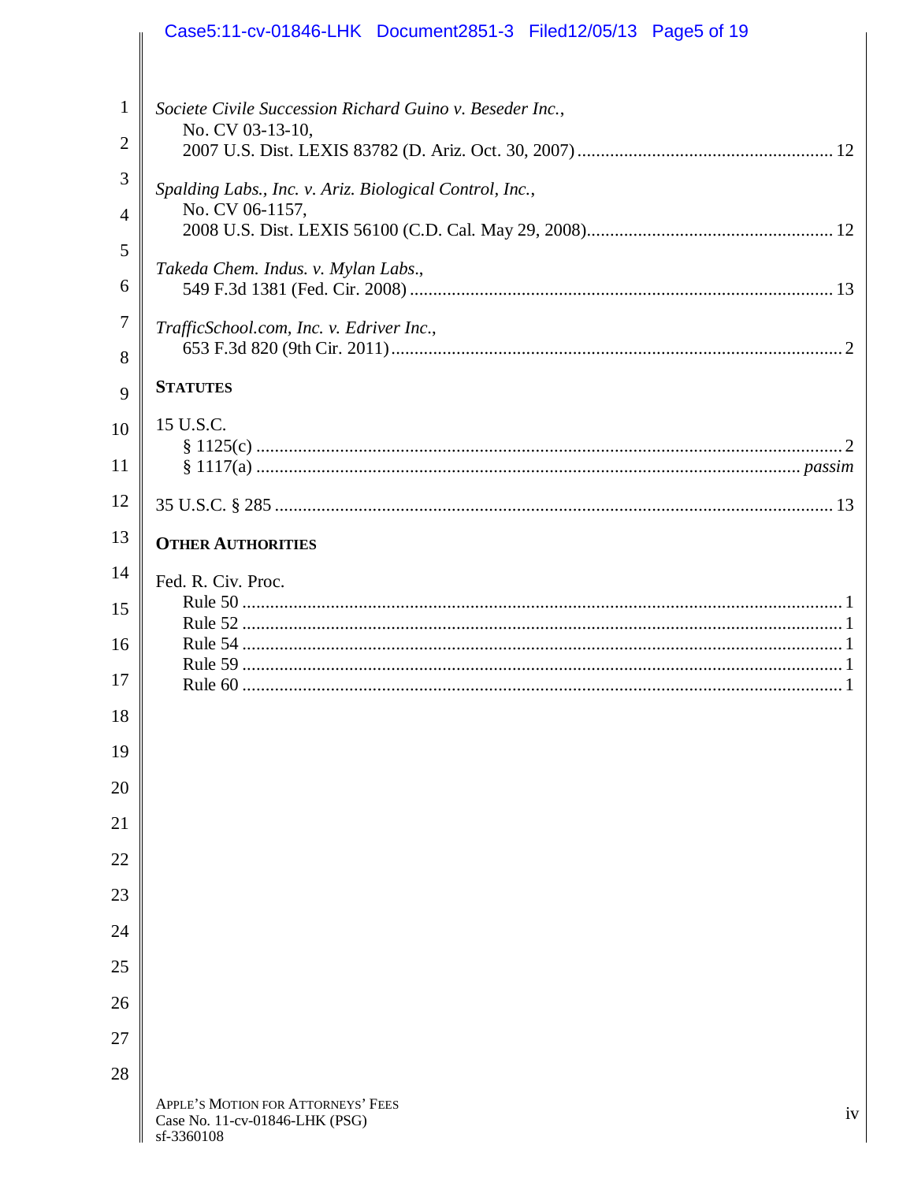*Societe Civile Succession Richard Guino v. Beseder Inc.*,
No. CV 03-13-10,
2007 U.S. Dist. LEXIS 83782 (D. Ariz. Oct. 30, 2007) ........................................................ 12

*Spalding Labs., Inc. v. Ariz. Biological Control, Inc.*,
No. CV 06-1157,
2008 U.S. Dist. LEXIS 56100 (C.D. Cal. May 29, 2008)...................................................... 12

*Takeda Chem. Indus. v. Mylan Labs*.,
549 F.3d 1381 (Fed. Cir. 2008) ............................................................................................ 13

*TrafficSchool.com, Inc. v. Edriver Inc.*,
653 F.3d 820 (9th Cir. 2011) .................................................................................................. 2

**STATUTES**

15 U.S.C.
§ 1125(c) ................................................................................................................................. 2
§ 1117(a) ........................................................................................................................ *passim*

35 U.S.C. § 285 ......................................................................................................................... 13

**OTHER AUTHORITIES**

Fed. R. Civ. Proc.
Rule 50 ..................................................................................................................................... 1
Rule 52 ..................................................................................................................................... 1
Rule 54 ..................................................................................................................................... 1
Rule 59 ..................................................................................................................................... 1
Rule 60 ..................................................................................................................................... 1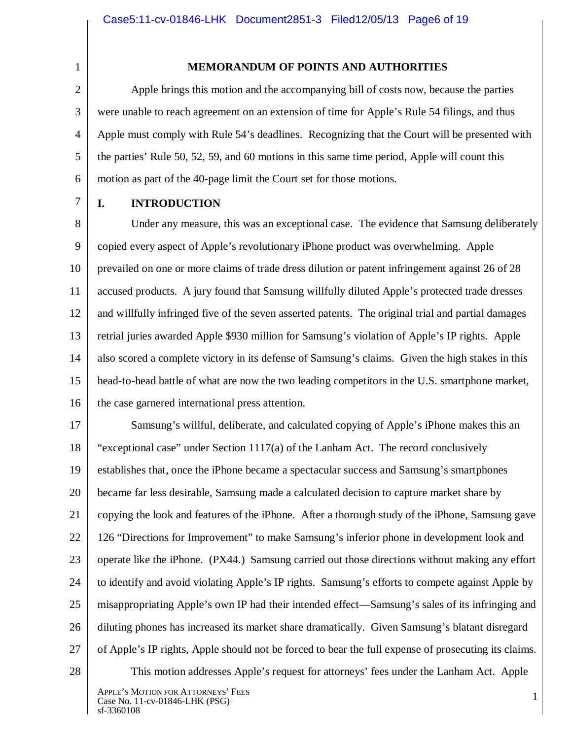## MEMORANDUM OF POINTS AND AUTHORITIES

Apple brings this motion and the accompanying bill of costs now, because the parties were unable to reach agreement on an extension of time for Apple's Rule 54 filings, and thus Apple must comply with Rule 54's deadlines. Recognizing that the Court will be presented with the parties' Rule 50, 52, 59, and 60 motions in this same time period, Apple will count this motion as part of the 40-page limit the Court set for those motions.

### I. INTRODUCTION

Under any measure, this was an exceptional case. The evidence that Samsung deliberately copied every aspect of Apple's revolutionary iPhone product was overwhelming. Apple prevailed on one or more claims of trade dress dilution or patent infringement against 26 of 28 accused products. A jury found that Samsung willfully diluted Apple's protected trade dresses and willfully infringed five of the seven asserted patents. The original trial and partial damages retrial juries awarded Apple $930 million for Samsung's violation of Apple's IP rights. Apple also scored a complete victory in its defense of Samsung's claims. Given the high stakes in this head-to-head battle of what are now the two leading competitors in the U.S. smartphone market, the case garnered international press attention.

Samsung's willful, deliberate, and calculated copying of Apple's iPhone makes this an "exceptional case" under Section 1117(a) of the Lanham Act. The record conclusively establishes that, once the iPhone became a spectacular success and Samsung's smartphones became far less desirable, Samsung made a calculated decision to capture market share by copying the look and features of the iPhone. After a thorough study of the iPhone, Samsung gave 126 "Directions for Improvement" to make Samsung's inferior phone in development look and operate like the iPhone. (PX44.) Samsung carried out those directions without making any effort to identify and avoid violating Apple's IP rights. Samsung's efforts to compete against Apple by misappropriating Apple's own IP had their intended effect—Samsung's sales of its infringing and diluting phones has increased its market share dramatically. Given Samsung's blatant disregard of Apple's IP rights, Apple should not be forced to bear the full expense of prosecuting its claims.

This motion addresses Apple's request for attorneys' fees under the Lanham Act. Apple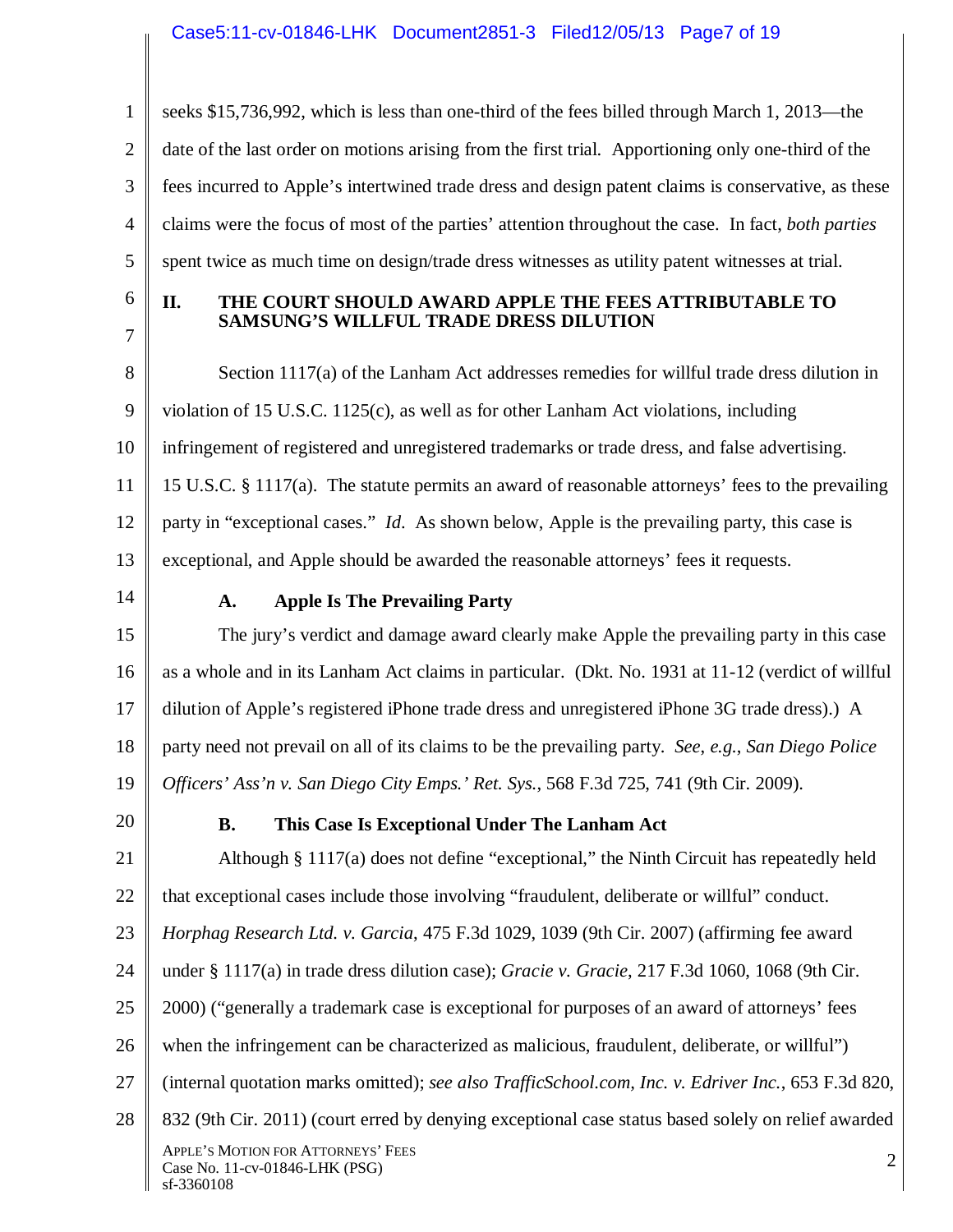seeks $15,736,992, which is less than one-third of the fees billed through March 1, 2013—the date of the last order on motions arising from the first trial. Apportioning only one-third of the fees incurred to Apple's intertwined trade dress and design patent claims is conservative, as these claims were the focus of most of the parties' attention throughout the case. In fact, *both parties* spent twice as much time on design/trade dress witnesses as utility patent witnesses at trial.

## II. THE COURT SHOULD AWARD APPLE THE FEES ATTRIBUTABLE TO SAMSUNG'S WILLFUL TRADE DRESS DILUTION

Section 1117(a) of the Lanham Act addresses remedies for willful trade dress dilution in violation of 15 U.S.C. 1125(c), as well as for other Lanham Act violations, including infringement of registered and unregistered trademarks or trade dress, and false advertising. 15 U.S.C. § 1117(a). The statute permits an award of reasonable attorneys' fees to the prevailing party in "exceptional cases." *Id.* As shown below, Apple is the prevailing party, this case is exceptional, and Apple should be awarded the reasonable attorneys' fees it requests.

### A. Apple Is The Prevailing Party

The jury's verdict and damage award clearly make Apple the prevailing party in this case as a whole and in its Lanham Act claims in particular. (Dkt. No. 1931 at 11-12 (verdict of willful dilution of Apple's registered iPhone trade dress and unregistered iPhone 3G trade dress).) A party need not prevail on all of its claims to be the prevailing party. *See, e.g.*, *San Diego Police Officers' Ass'n v. San Diego City Emps.' Ret. Sys.*, 568 F.3d 725, 741 (9th Cir. 2009).

### B. This Case Is Exceptional Under The Lanham Act

Although § 1117(a) does not define "exceptional," the Ninth Circuit has repeatedly held that exceptional cases include those involving "fraudulent, deliberate or willful" conduct. *Horphag Research Ltd. v. Garcia*, 475 F.3d 1029, 1039 (9th Cir. 2007) (affirming fee award under § 1117(a) in trade dress dilution case); *Gracie v. Gracie*, 217 F.3d 1060, 1068 (9th Cir. 2000) ("generally a trademark case is exceptional for purposes of an award of attorneys' fees when the infringement can be characterized as malicious, fraudulent, deliberate, or willful") (internal quotation marks omitted); *see also TrafficSchool.com, Inc. v. Edriver Inc.*, 653 F.3d 820, 832 (9th Cir. 2011) (court erred by denying exceptional case status based solely on relief awarded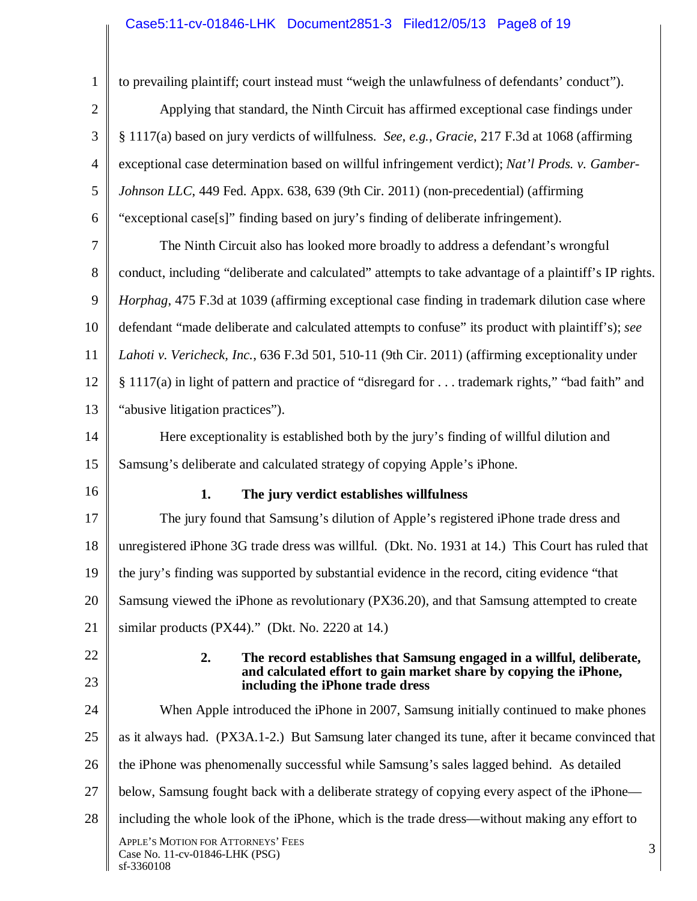to prevailing plaintiff; court instead must "weigh the unlawfulness of defendants' conduct").

Applying that standard, the Ninth Circuit has affirmed exceptional case findings under § 1117(a) based on jury verdicts of willfulness. *See, e.g.*, *Gracie*, 217 F.3d at 1068 (affirming exceptional case determination based on willful infringement verdict); *Nat'l Prods. v. Gamber-Johnson LLC*, 449 Fed. Appx. 638, 639 (9th Cir. 2011) (non-precedential) (affirming "exceptional case[s]" finding based on jury's finding of deliberate infringement).

The Ninth Circuit also has looked more broadly to address a defendant's wrongful conduct, including "deliberate and calculated" attempts to take advantage of a plaintiff's IP rights. *Horphag*, 475 F.3d at 1039 (affirming exceptional case finding in trademark dilution case where defendant "made deliberate and calculated attempts to confuse" its product with plaintiff's); *see Lahoti v. Vericheck, Inc.*, 636 F.3d 501, 510-11 (9th Cir. 2011) (affirming exceptionality under § 1117(a) in light of pattern and practice of "disregard for . . . trademark rights," "bad faith" and "abusive litigation practices").

Here exceptionality is established both by the jury's finding of willful dilution and Samsung's deliberate and calculated strategy of copying Apple's iPhone.

**1. The jury verdict establishes willfulness**

The jury found that Samsung's dilution of Apple's registered iPhone trade dress and unregistered iPhone 3G trade dress was willful. (Dkt. No. 1931 at 14.) This Court has ruled that the jury's finding was supported by substantial evidence in the record, citing evidence "that Samsung viewed the iPhone as revolutionary (PX36.20), and that Samsung attempted to create similar products (PX44)." (Dkt. No. 2220 at 14.)

**2. The record establishes that Samsung engaged in a willful, deliberate, and calculated effort to gain market share by copying the iPhone, including the iPhone trade dress**

When Apple introduced the iPhone in 2007, Samsung initially continued to make phones as it always had. (PX3A.1-2.) But Samsung later changed its tune, after it became convinced that the iPhone was phenomenally successful while Samsung's sales lagged behind. As detailed below, Samsung fought back with a deliberate strategy of copying every aspect of the iPhone—including the whole look of the iPhone, which is the trade dress—without making any effort to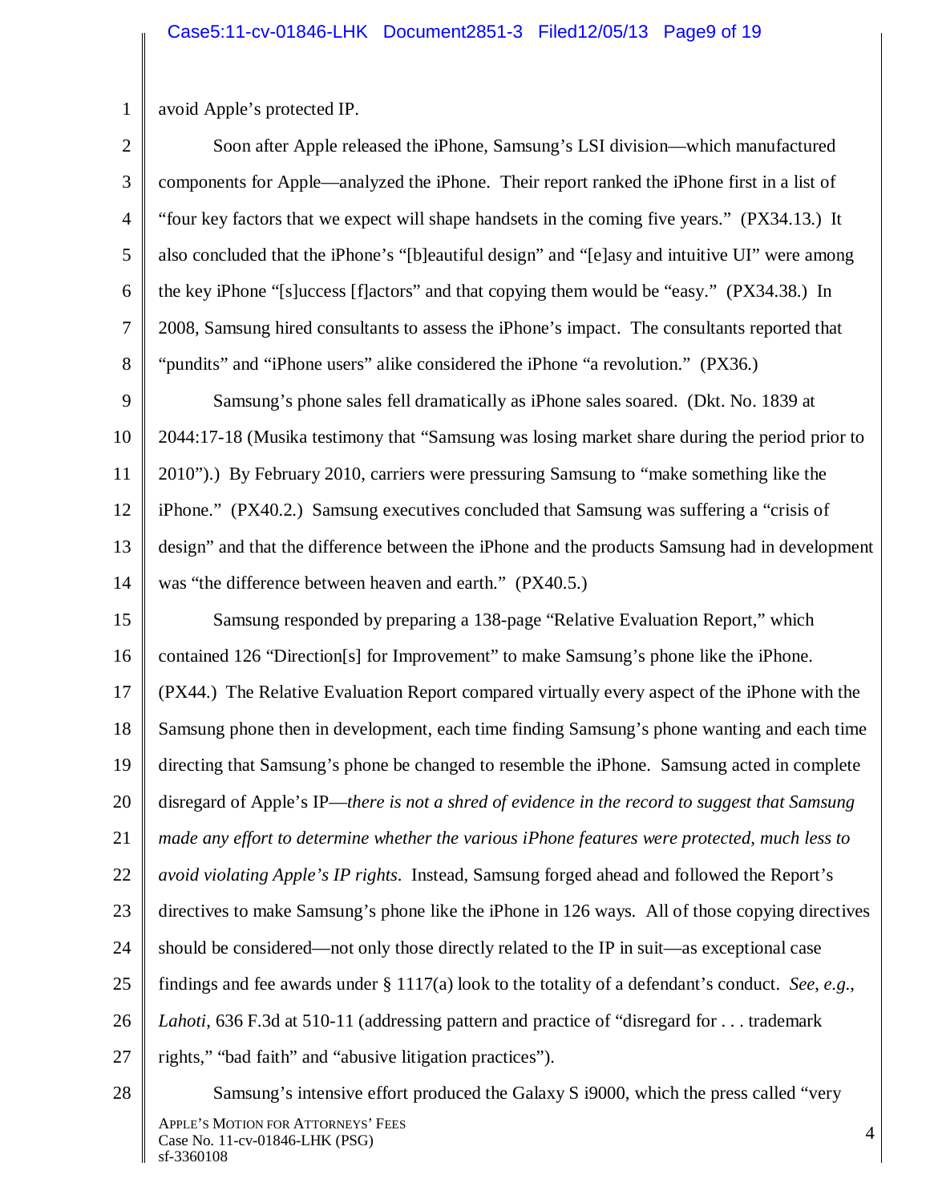avoid Apple's protected IP.

Soon after Apple released the iPhone, Samsung's LSI division—which manufactured components for Apple—analyzed the iPhone. Their report ranked the iPhone first in a list of "four key factors that we expect will shape handsets in the coming five years." (PX34.13.) It also concluded that the iPhone's "[b]eautiful design" and "[e]asy and intuitive UI" were among the key iPhone "[s]uccess [f]actors" and that copying them would be "easy." (PX34.38.) In 2008, Samsung hired consultants to assess the iPhone's impact. The consultants reported that "pundits" and "iPhone users" alike considered the iPhone "a revolution." (PX36.)

Samsung's phone sales fell dramatically as iPhone sales soared. (Dkt. No. 1839 at 2044:17-18 (Musika testimony that "Samsung was losing market share during the period prior to 2010").) By February 2010, carriers were pressuring Samsung to "make something like the iPhone." (PX40.2.) Samsung executives concluded that Samsung was suffering a "crisis of design" and that the difference between the iPhone and the products Samsung had in development was "the difference between heaven and earth." (PX40.5.)

Samsung responded by preparing a 138-page "Relative Evaluation Report," which contained 126 "Direction[s] for Improvement" to make Samsung's phone like the iPhone. (PX44.) The Relative Evaluation Report compared virtually every aspect of the iPhone with the Samsung phone then in development, each time finding Samsung's phone wanting and each time directing that Samsung's phone be changed to resemble the iPhone. Samsung acted in complete disregard of Apple's IP—*there is not a shred of evidence in the record to suggest that Samsung made any effort to determine whether the various iPhone features were protected, much less to avoid violating Apple's IP rights*. Instead, Samsung forged ahead and followed the Report's directives to make Samsung's phone like the iPhone in 126 ways. All of those copying directives should be considered—not only those directly related to the IP in suit—as exceptional case findings and fee awards under § 1117(a) look to the totality of a defendant's conduct. *See*, *e.g.*, *Lahoti*, 636 F.3d at 510-11 (addressing pattern and practice of "disregard for . . . trademark rights," "bad faith" and "abusive litigation practices").

Samsung's intensive effort produced the Galaxy S i9000, which the press called "very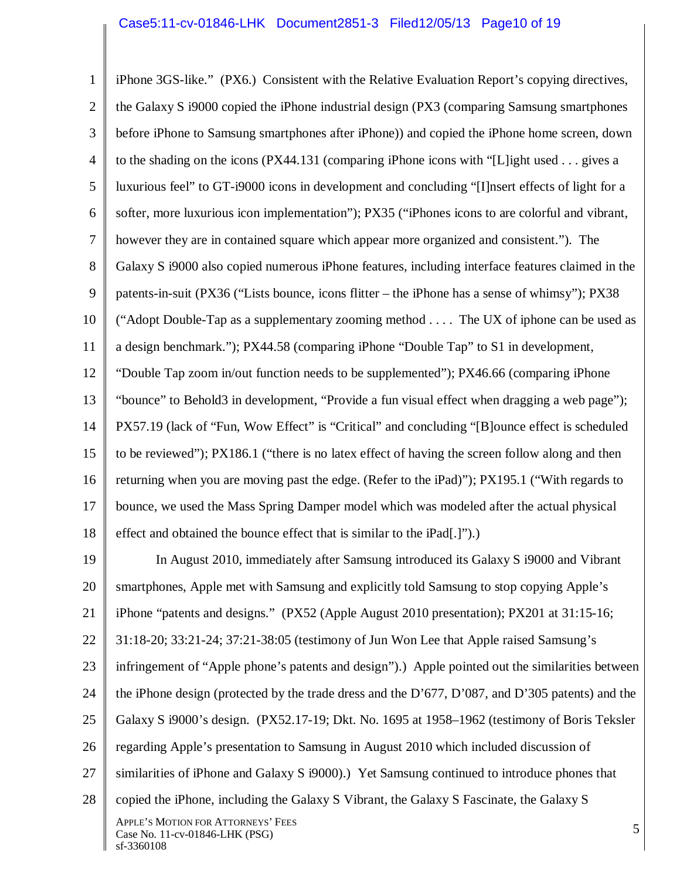iPhone 3GS-like." (PX6.) Consistent with the Relative Evaluation Report's copying directives, the Galaxy S i9000 copied the iPhone industrial design (PX3 (comparing Samsung smartphones before iPhone to Samsung smartphones after iPhone)) and copied the iPhone home screen, down to the shading on the icons (PX44.131 (comparing iPhone icons with "[L]ight used . . . gives a luxurious feel" to GT-i9000 icons in development and concluding "[I]nsert effects of light for a softer, more luxurious icon implementation"); PX35 ("iPhones icons to are colorful and vibrant, however they are in contained square which appear more organized and consistent."). The Galaxy S i9000 also copied numerous iPhone features, including interface features claimed in the patents-in-suit (PX36 ("Lists bounce, icons flitter – the iPhone has a sense of whimsy"); PX38 ("Adopt Double-Tap as a supplementary zooming method . . . . The UX of iphone can be used as a design benchmark."); PX44.58 (comparing iPhone "Double Tap" to S1 in development, "Double Tap zoom in/out function needs to be supplemented"); PX46.66 (comparing iPhone "bounce" to Behold3 in development, "Provide a fun visual effect when dragging a web page"); PX57.19 (lack of "Fun, Wow Effect" is "Critical" and concluding "[B]ounce effect is scheduled to be reviewed"); PX186.1 ("there is no latex effect of having the screen follow along and then returning when you are moving past the edge. (Refer to the iPad)"); PX195.1 ("With regards to bounce, we used the Mass Spring Damper model which was modeled after the actual physical effect and obtained the bounce effect that is similar to the iPad[.]").)

In August 2010, immediately after Samsung introduced its Galaxy S i9000 and Vibrant smartphones, Apple met with Samsung and explicitly told Samsung to stop copying Apple's iPhone "patents and designs." (PX52 (Apple August 2010 presentation); PX201 at 31:15-16; 31:18-20; 33:21-24; 37:21-38:05 (testimony of Jun Won Lee that Apple raised Samsung's infringement of "Apple phone's patents and design").) Apple pointed out the similarities between the iPhone design (protected by the trade dress and the D'677, D'087, and D'305 patents) and the Galaxy S i9000's design. (PX52.17-19; Dkt. No. 1695 at 1958–1962 (testimony of Boris Teksler regarding Apple's presentation to Samsung in August 2010 which included discussion of similarities of iPhone and Galaxy S i9000).) Yet Samsung continued to introduce phones that copied the iPhone, including the Galaxy S Vibrant, the Galaxy S Fascinate, the Galaxy S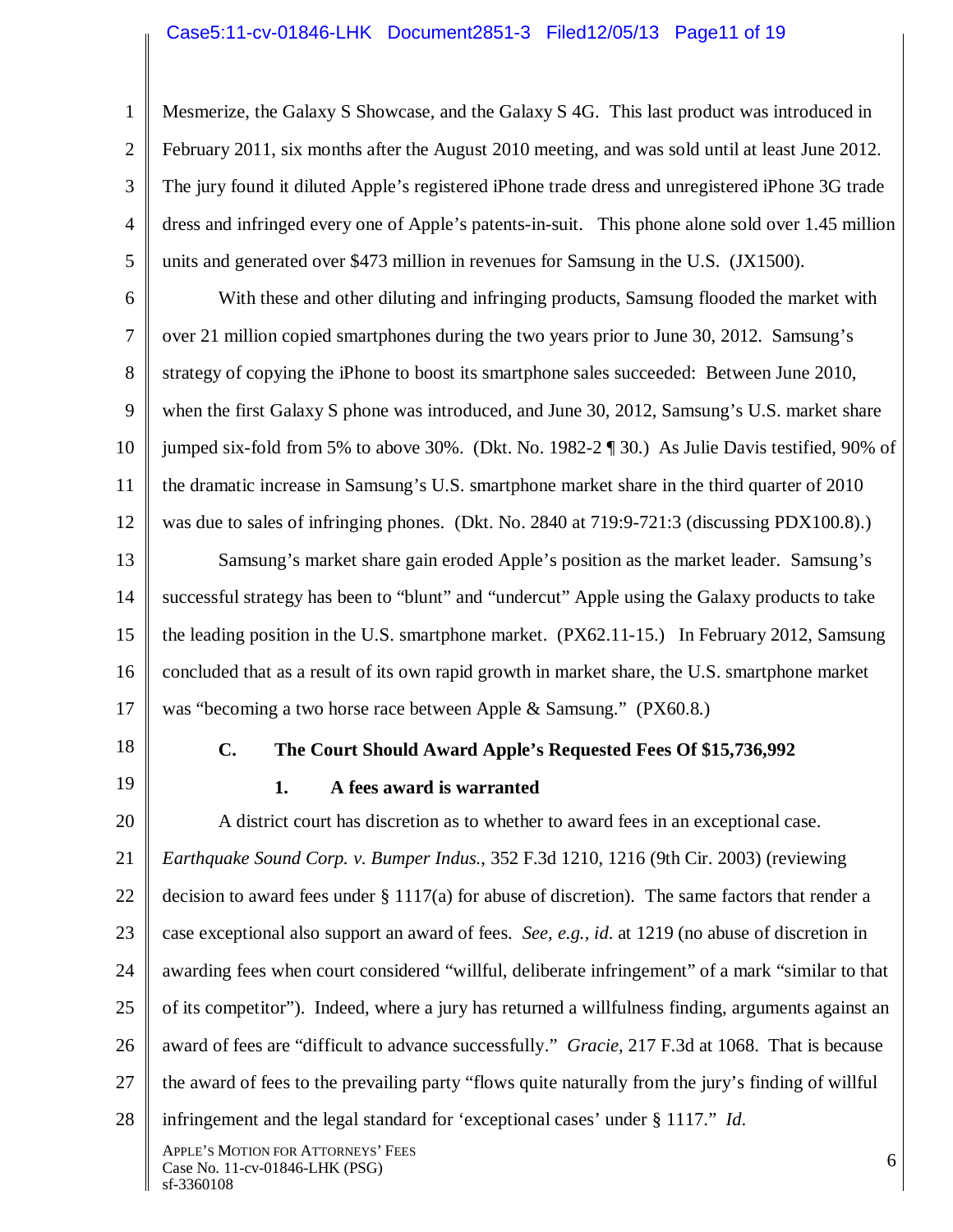Mesmerize, the Galaxy S Showcase, and the Galaxy S 4G. This last product was introduced in February 2011, six months after the August 2010 meeting, and was sold until at least June 2012. The jury found it diluted Apple's registered iPhone trade dress and unregistered iPhone 3G trade dress and infringed every one of Apple's patents-in-suit. This phone alone sold over 1.45 million units and generated over $473 million in revenues for Samsung in the U.S. (JX1500).

With these and other diluting and infringing products, Samsung flooded the market with over 21 million copied smartphones during the two years prior to June 30, 2012. Samsung's strategy of copying the iPhone to boost its smartphone sales succeeded: Between June 2010, when the first Galaxy S phone was introduced, and June 30, 2012, Samsung's U.S. market share jumped six-fold from 5% to above 30%. (Dkt. No. 1982-2 ¶ 30.) As Julie Davis testified, 90% of the dramatic increase in Samsung's U.S. smartphone market share in the third quarter of 2010 was due to sales of infringing phones. (Dkt. No. 2840 at 719:9-721:3 (discussing PDX100.8).)

Samsung's market share gain eroded Apple's position as the market leader. Samsung's successful strategy has been to "blunt" and "undercut" Apple using the Galaxy products to take the leading position in the U.S. smartphone market. (PX62.11-15.) In February 2012, Samsung concluded that as a result of its own rapid growth in market share, the U.S. smartphone market was "becoming a two horse race between Apple & Samsung." (PX60.8.)

### C. The Court Should Award Apple's Requested Fees Of $15,736,992

#### 1. A fees award is warranted

A district court has discretion as to whether to award fees in an exceptional case. *Earthquake Sound Corp. v. Bumper Indus.*, 352 F.3d 1210, 1216 (9th Cir. 2003) (reviewing decision to award fees under § 1117(a) for abuse of discretion). The same factors that render a case exceptional also support an award of fees. *See, e.g.*, *id.* at 1219 (no abuse of discretion in awarding fees when court considered "willful, deliberate infringement" of a mark "similar to that of its competitor"). Indeed, where a jury has returned a willfulness finding, arguments against an award of fees are "difficult to advance successfully." *Gracie*, 217 F.3d at 1068. That is because the award of fees to the prevailing party "flows quite naturally from the jury's finding of willful infringement and the legal standard for 'exceptional cases' under § 1117." *Id.*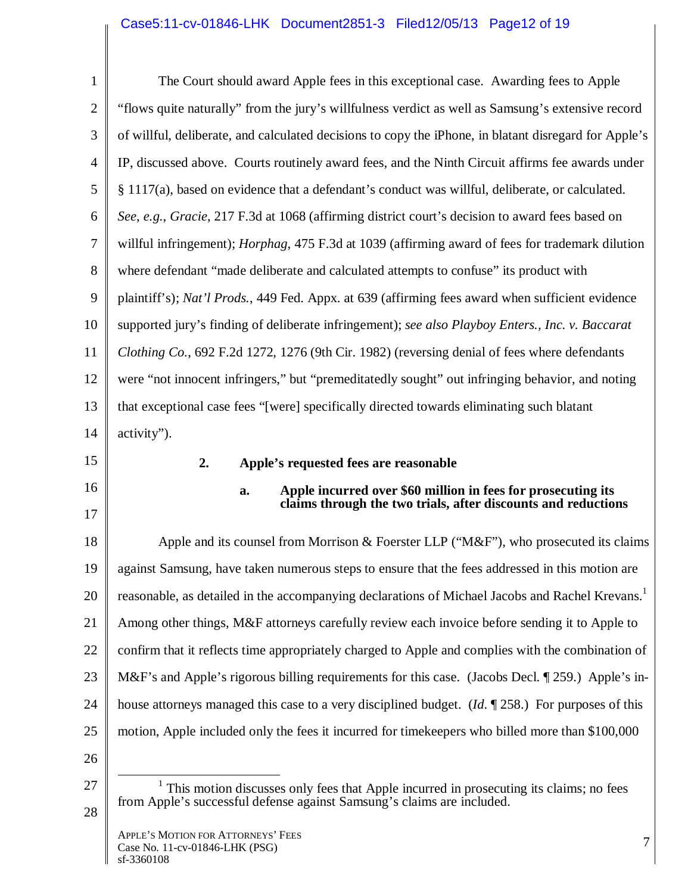The Court should award Apple fees in this exceptional case. Awarding fees to Apple "flows quite naturally" from the jury's willfulness verdict as well as Samsung's extensive record of willful, deliberate, and calculated decisions to copy the iPhone, in blatant disregard for Apple's IP, discussed above. Courts routinely award fees, and the Ninth Circuit affirms fee awards under § 1117(a), based on evidence that a defendant's conduct was willful, deliberate, or calculated. *See*, *e.g.*, *Gracie*, 217 F.3d at 1068 (affirming district court's decision to award fees based on willful infringement); *Horphag*, 475 F.3d at 1039 (affirming award of fees for trademark dilution where defendant "made deliberate and calculated attempts to confuse" its product with plaintiff's); *Nat'l Prods.*, 449 Fed. Appx. at 639 (affirming fees award when sufficient evidence supported jury's finding of deliberate infringement); *see also Playboy Enters., Inc. v. Baccarat Clothing Co.*, 692 F.2d 1272, 1276 (9th Cir. 1982) (reversing denial of fees where defendants were "not innocent infringers," but "premeditatedly sought" out infringing behavior, and noting that exceptional case fees "[were] specifically directed towards eliminating such blatant activity").

### 2. Apple's requested fees are reasonable

#### a. Apple incurred over $60 million in fees for prosecuting its claims through the two trials, after discounts and reductions

Apple and its counsel from Morrison & Foerster LLP ("M&F"), who prosecuted its claims against Samsung, have taken numerous steps to ensure that the fees addressed in this motion are reasonable, as detailed in the accompanying declarations of Michael Jacobs and Rachel Krevans.[1] Among other things, M&F attorneys carefully review each invoice before sending it to Apple to confirm that it reflects time appropriately charged to Apple and complies with the combination of M&F's and Apple's rigorous billing requirements for this case. (Jacobs Decl. ¶ 259.) Apple's in-house attorneys managed this case to a very disciplined budget. (*Id.* ¶ 258.) For purposes of this motion, Apple included only the fees it incurred for timekeepers who billed more than $100,000

[1] This motion discusses only fees that Apple incurred in prosecuting its claims; no fees from Apple's successful defense against Samsung's claims are included.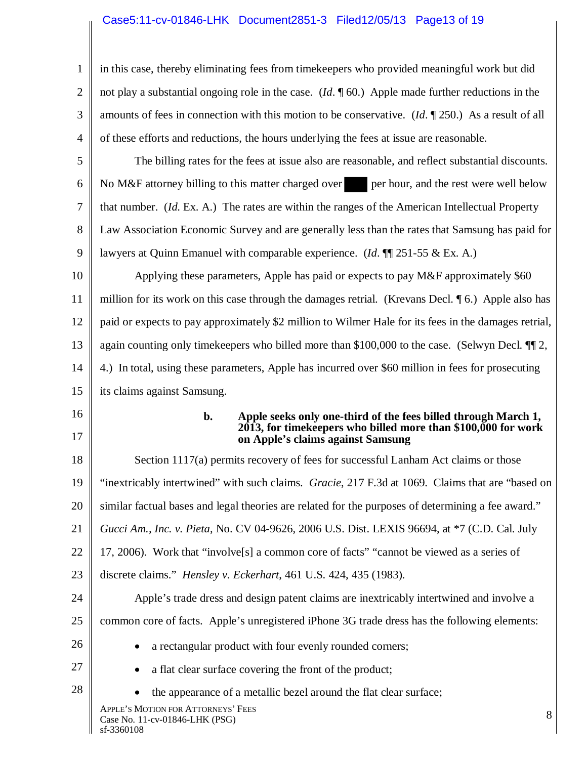in this case, thereby eliminating fees from timekeepers who provided meaningful work but did not play a substantial ongoing role in the case. (*Id*. ¶ 60.) Apple made further reductions in the amounts of fees in connection with this motion to be conservative. (*Id*. ¶ 250.) As a result of all of these efforts and reductions, the hours underlying the fees at issue are reasonable.

The billing rates for the fees at issue also are reasonable, and reflect substantial discounts. No M&F attorney billing to this matter charged over ███ per hour, and the rest were well below that number. (*Id.* Ex. A.) The rates are within the ranges of the American Intellectual Property Law Association Economic Survey and are generally less than the rates that Samsung has paid for lawyers at Quinn Emanuel with comparable experience. (*Id*. ¶¶ 251-55 & Ex. A.)

Applying these parameters, Apple has paid or expects to pay M&F approximately $60 million for its work on this case through the damages retrial. (Krevans Decl. ¶ 6.) Apple also has paid or expects to pay approximately $2 million to Wilmer Hale for its fees in the damages retrial, again counting only timekeepers who billed more than $100,000 to the case. (Selwyn Decl. ¶¶ 2, 4.) In total, using these parameters, Apple has incurred over $60 million in fees for prosecuting its claims against Samsung.

**b. Apple seeks only one-third of the fees billed through March 1, 2013, for timekeepers who billed more than $100,000 for work on Apple's claims against Samsung**

Section 1117(a) permits recovery of fees for successful Lanham Act claims or those "inextricably intertwined" with such claims. *Gracie*, 217 F.3d at 1069. Claims that are "based on similar factual bases and legal theories are related for the purposes of determining a fee award." *Gucci Am., Inc. v. Pieta*, No. CV 04-9626, 2006 U.S. Dist. LEXIS 96694, at *7 (C.D. Cal. July 17, 2006). Work that "involve[s] a common core of facts" "cannot be viewed as a series of discrete claims." *Hensley v. Eckerhart*, 461 U.S. 424, 435 (1983).

Apple's trade dress and design patent claims are inextricably intertwined and involve a common core of facts. Apple's unregistered iPhone 3G trade dress has the following elements:

- a rectangular product with four evenly rounded corners;
- a flat clear surface covering the front of the product;
- the appearance of a metallic bezel around the flat clear surface;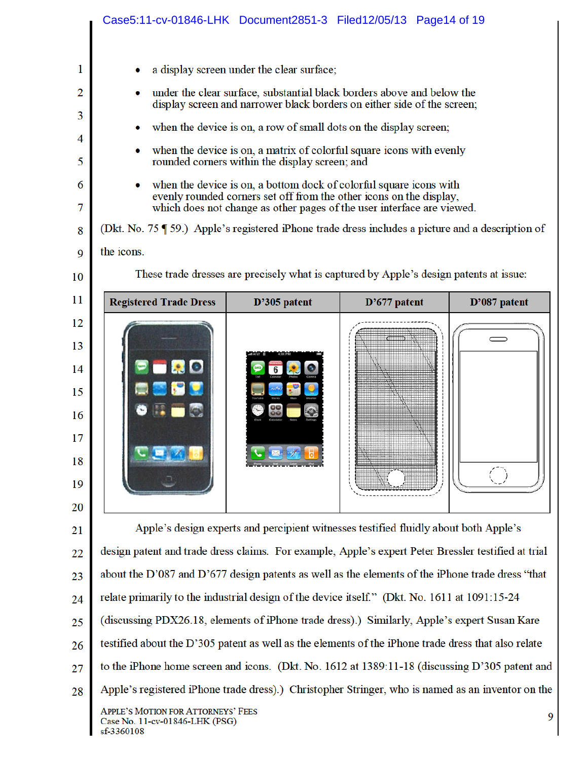- a display screen under the clear surface;
- under the clear surface, substantial black borders above and below the display screen and narrower black borders on either side of the screen;
- when the device is on, a row of small dots on the display screen;
- when the device is on, a matrix of colorful square icons with evenly rounded corners within the display screen; and
- when the device is on, a bottom dock of colorful square icons with evenly rounded corners set off from the other icons on the display, which does not change as other pages of the user interface are viewed.

(Dkt. No. 75 ¶ 59.) Apple's registered iPhone trade dress includes a picture and a description of the icons.

These trade dresses are precisely what is captured by Apple's design patents at issue:

| Registered Trade Dress | D'305 patent | D'677 patent | D'087 patent |
| --- | --- | --- | --- |
| | | | |

Apple's design experts and percipient witnesses testified fluidly about both Apple's design patent and trade dress claims. For example, Apple's expert Peter Bressler testified at trial about the D'087 and D'677 design patents as well as the elements of the iPhone trade dress "that relate primarily to the industrial design of the device itself." (Dkt. No. 1611 at 1091:15-24 (discussing PDX26.18, elements of iPhone trade dress).) Similarly, Apple's expert Susan Kare testified about the D'305 patent as well as the elements of the iPhone trade dress that also relate to the iPhone home screen and icons. (Dkt. No. 1612 at 1389:11-18 (discussing D'305 patent and Apple's registered iPhone trade dress).) Christopher Stringer, who is named as an inventor on the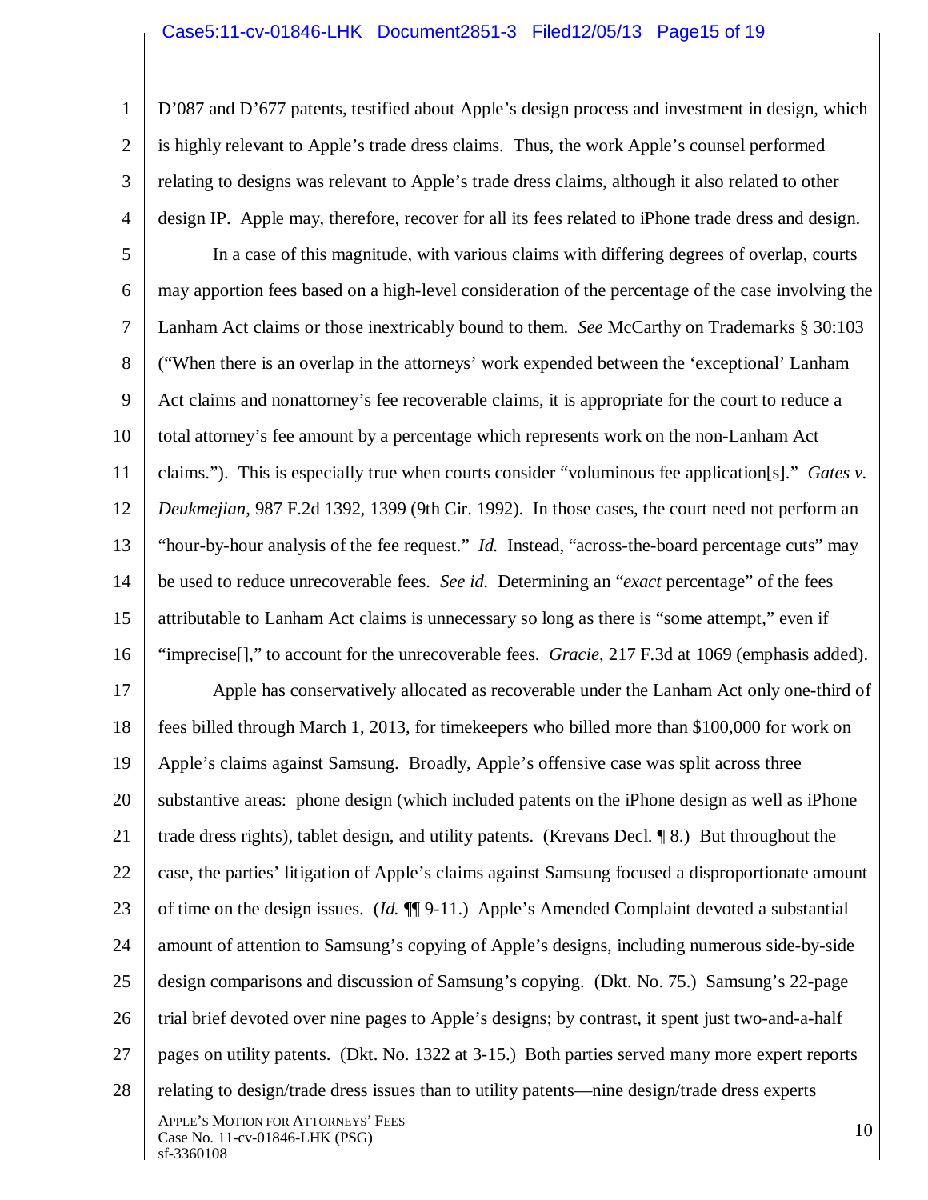D'087 and D'677 patents, testified about Apple's design process and investment in design, which is highly relevant to Apple's trade dress claims. Thus, the work Apple's counsel performed relating to designs was relevant to Apple's trade dress claims, although it also related to other design IP. Apple may, therefore, recover for all its fees related to iPhone trade dress and design.

In a case of this magnitude, with various claims with differing degrees of overlap, courts may apportion fees based on a high-level consideration of the percentage of the case involving the Lanham Act claims or those inextricably bound to them. *See* McCarthy on Trademarks § 30:103 ("When there is an overlap in the attorneys' work expended between the 'exceptional' Lanham Act claims and nonattorney's fee recoverable claims, it is appropriate for the court to reduce a total attorney's fee amount by a percentage which represents work on the non-Lanham Act claims."). This is especially true when courts consider "voluminous fee application[s]." *Gates v. Deukmejian*, 987 F.2d 1392, 1399 (9th Cir. 1992). In those cases, the court need not perform an "hour-by-hour analysis of the fee request." *Id.* Instead, "across-the-board percentage cuts" may be used to reduce unrecoverable fees. *See id.* Determining an "*exact* percentage" of the fees attributable to Lanham Act claims is unnecessary so long as there is "some attempt," even if "imprecise[]," to account for the unrecoverable fees. *Gracie*, 217 F.3d at 1069 (emphasis added).

Apple has conservatively allocated as recoverable under the Lanham Act only one-third of fees billed through March 1, 2013, for timekeepers who billed more than $100,000 for work on Apple's claims against Samsung. Broadly, Apple's offensive case was split across three substantive areas: phone design (which included patents on the iPhone design as well as iPhone trade dress rights), tablet design, and utility patents. (Krevans Decl. ¶ 8.) But throughout the case, the parties' litigation of Apple's claims against Samsung focused a disproportionate amount of time on the design issues. (*Id.* ¶¶ 9-11.) Apple's Amended Complaint devoted a substantial amount of attention to Samsung's copying of Apple's designs, including numerous side-by-side design comparisons and discussion of Samsung's copying. (Dkt. No. 75.) Samsung's 22-page trial brief devoted over nine pages to Apple's designs; by contrast, it spent just two-and-a-half pages on utility patents. (Dkt. No. 1322 at 3-15.) Both parties served many more expert reports relating to design/trade dress issues than to utility patents—nine design/trade dress experts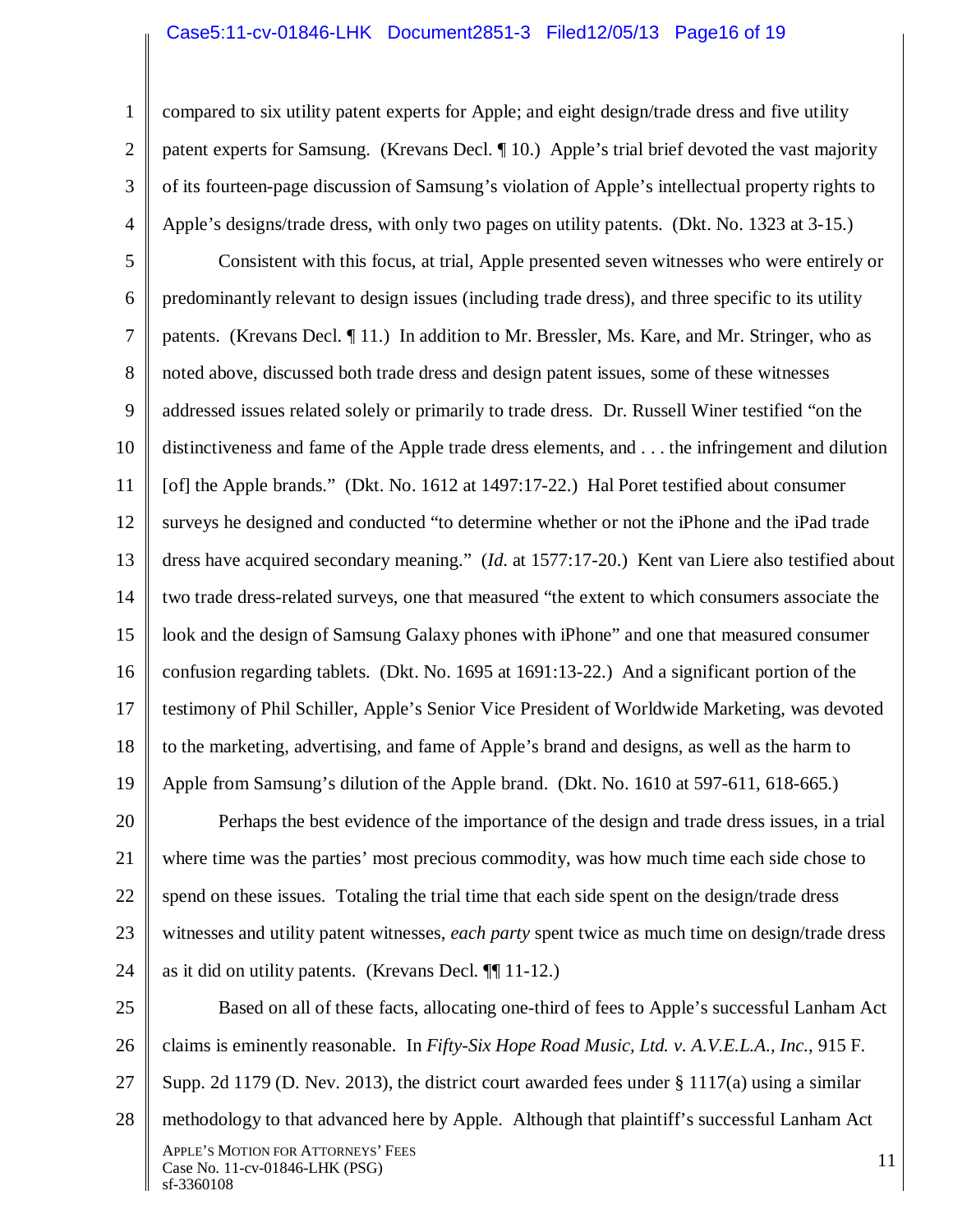compared to six utility patent experts for Apple; and eight design/trade dress and five utility patent experts for Samsung. (Krevans Decl. ¶ 10.) Apple's trial brief devoted the vast majority of its fourteen-page discussion of Samsung's violation of Apple's intellectual property rights to Apple's designs/trade dress, with only two pages on utility patents. (Dkt. No. 1323 at 3-15.)

Consistent with this focus, at trial, Apple presented seven witnesses who were entirely or predominantly relevant to design issues (including trade dress), and three specific to its utility patents. (Krevans Decl. ¶ 11.) In addition to Mr. Bressler, Ms. Kare, and Mr. Stringer, who as noted above, discussed both trade dress and design patent issues, some of these witnesses addressed issues related solely or primarily to trade dress. Dr. Russell Winer testified "on the distinctiveness and fame of the Apple trade dress elements, and . . . the infringement and dilution [of] the Apple brands." (Dkt. No. 1612 at 1497:17-22.) Hal Poret testified about consumer surveys he designed and conducted "to determine whether or not the iPhone and the iPad trade dress have acquired secondary meaning." (*Id.* at 1577:17-20.) Kent van Liere also testified about two trade dress-related surveys, one that measured "the extent to which consumers associate the look and the design of Samsung Galaxy phones with iPhone" and one that measured consumer confusion regarding tablets. (Dkt. No. 1695 at 1691:13-22.) And a significant portion of the testimony of Phil Schiller, Apple's Senior Vice President of Worldwide Marketing, was devoted to the marketing, advertising, and fame of Apple's brand and designs, as well as the harm to Apple from Samsung's dilution of the Apple brand. (Dkt. No. 1610 at 597-611, 618-665.)

Perhaps the best evidence of the importance of the design and trade dress issues, in a trial where time was the parties' most precious commodity, was how much time each side chose to spend on these issues. Totaling the trial time that each side spent on the design/trade dress witnesses and utility patent witnesses, *each party* spent twice as much time on design/trade dress as it did on utility patents. (Krevans Decl. ¶¶ 11-12.)

Based on all of these facts, allocating one-third of fees to Apple's successful Lanham Act claims is eminently reasonable. In *Fifty-Six Hope Road Music, Ltd. v. A.V.E.L.A., Inc.*, 915 F. Supp. 2d 1179 (D. Nev. 2013), the district court awarded fees under § 1117(a) using a similar methodology to that advanced here by Apple. Although that plaintiff's successful Lanham Act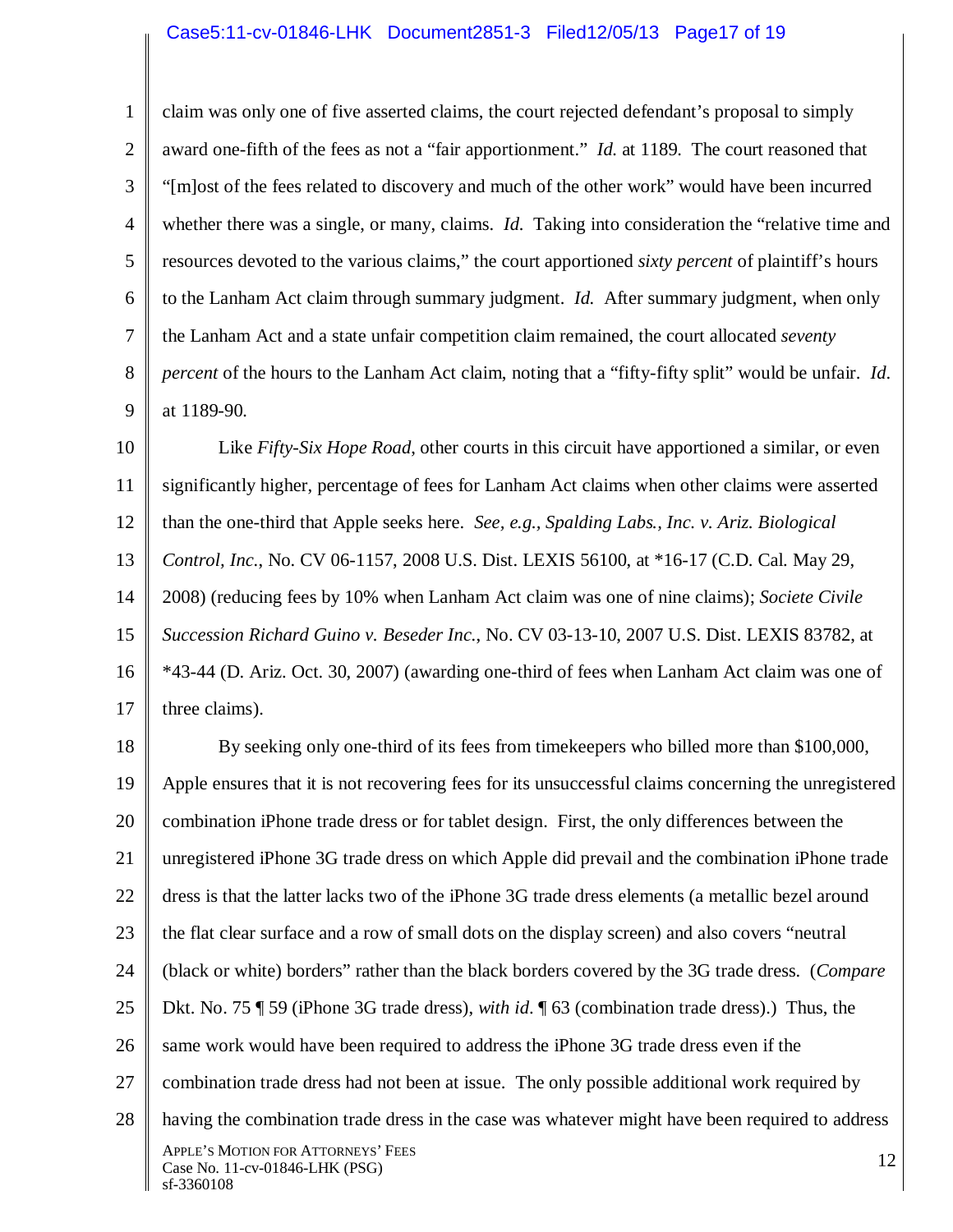claim was only one of five asserted claims, the court rejected defendant's proposal to simply award one-fifth of the fees as not a "fair apportionment." *Id.* at 1189. The court reasoned that "[m]ost of the fees related to discovery and much of the other work" would have been incurred whether there was a single, or many, claims. *Id.* Taking into consideration the "relative time and resources devoted to the various claims," the court apportioned *sixty percent* of plaintiff's hours to the Lanham Act claim through summary judgment. *Id.* After summary judgment, when only the Lanham Act and a state unfair competition claim remained, the court allocated *seventy percent* of the hours to the Lanham Act claim, noting that a "fifty-fifty split" would be unfair. *Id.* at 1189-90.

Like *Fifty-Six Hope Road*, other courts in this circuit have apportioned a similar, or even significantly higher, percentage of fees for Lanham Act claims when other claims were asserted than the one-third that Apple seeks here. *See, e.g.*, *Spalding Labs., Inc. v. Ariz. Biological Control, Inc.*, No. CV 06-1157, 2008 U.S. Dist. LEXIS 56100, at *16-17 (C.D. Cal. May 29, 2008) (reducing fees by 10% when Lanham Act claim was one of nine claims); *Societe Civile Succession Richard Guino v. Beseder Inc.*, No. CV 03-13-10, 2007 U.S. Dist. LEXIS 83782, at *43-44 (D. Ariz. Oct. 30, 2007) (awarding one-third of fees when Lanham Act claim was one of three claims).

By seeking only one-third of its fees from timekeepers who billed more than $100,000, Apple ensures that it is not recovering fees for its unsuccessful claims concerning the unregistered combination iPhone trade dress or for tablet design. First, the only differences between the unregistered iPhone 3G trade dress on which Apple did prevail and the combination iPhone trade dress is that the latter lacks two of the iPhone 3G trade dress elements (a metallic bezel around the flat clear surface and a row of small dots on the display screen) and also covers "neutral (black or white) borders" rather than the black borders covered by the 3G trade dress. (*Compare* Dkt. No. 75 ¶ 59 (iPhone 3G trade dress), *with id.* ¶ 63 (combination trade dress).) Thus, the same work would have been required to address the iPhone 3G trade dress even if the combination trade dress had not been at issue. The only possible additional work required by having the combination trade dress in the case was whatever might have been required to address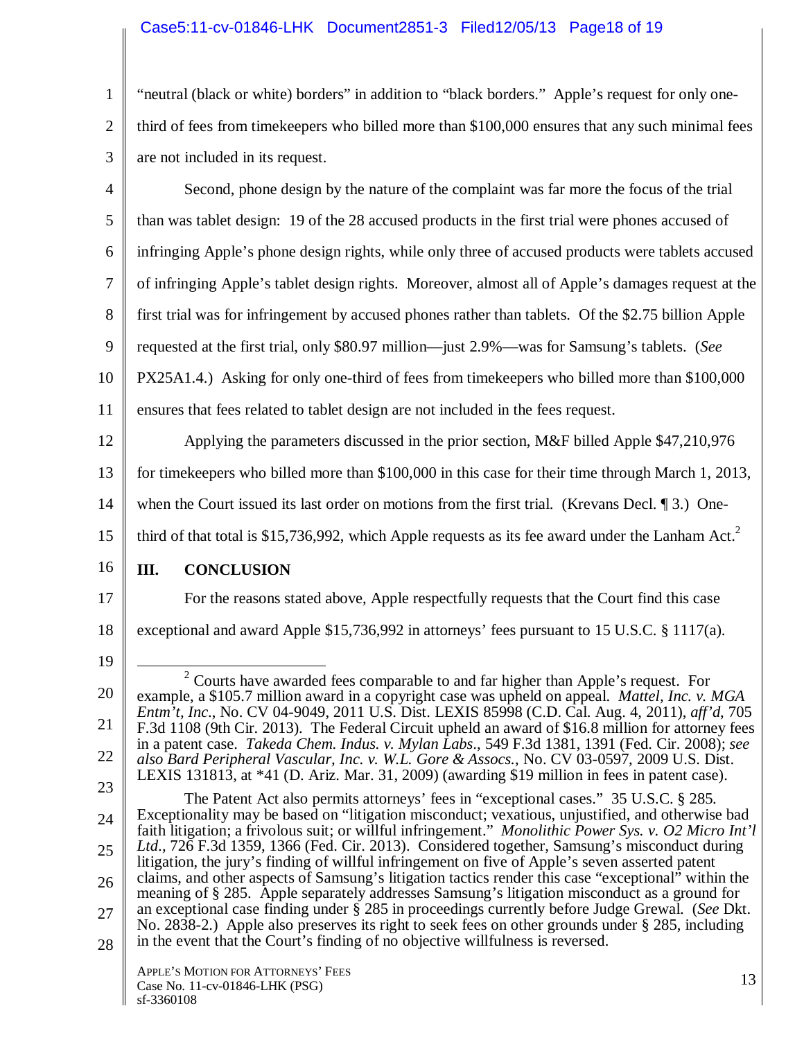"neutral (black or white) borders" in addition to "black borders." Apple's request for only one-third of fees from timekeepers who billed more than $100,000 ensures that any such minimal fees are not included in its request.

Second, phone design by the nature of the complaint was far more the focus of the trial than was tablet design: 19 of the 28 accused products in the first trial were phones accused of infringing Apple's phone design rights, while only three of accused products were tablets accused of infringing Apple's tablet design rights. Moreover, almost all of Apple's damages request at the first trial was for infringement by accused phones rather than tablets. Of the $2.75 billion Apple requested at the first trial, only $80.97 million—just 2.9%—was for Samsung's tablets. (*See* PX25A1.4.) Asking for only one-third of fees from timekeepers who billed more than $100,000 ensures that fees related to tablet design are not included in the fees request.

Applying the parameters discussed in the prior section, M&F billed Apple $47,210,976 for timekeepers who billed more than $100,000 in this case for their time through March 1, 2013, when the Court issued its last order on motions from the first trial. (Krevans Decl. ¶ 3.) One-third of that total is $15,736,992, which Apple requests as its fee award under the Lanham Act.[2]

## III. CONCLUSION

For the reasons stated above, Apple respectfully requests that the Court find this case exceptional and award Apple $15,736,992 in attorneys' fees pursuant to 15 U.S.C. § 1117(a).

---

[2] Courts have awarded fees comparable to and far higher than Apple's request. For example, a $105.7 million award in a copyright case was upheld on appeal. *Mattel, Inc. v. MGA Entm't, Inc.*, No. CV 04-9049, 2011 U.S. Dist. LEXIS 85998 (C.D. Cal. Aug. 4, 2011), *aff'd*, 705 F.3d 1108 (9th Cir. 2013). The Federal Circuit upheld an award of $16.8 million for attorney fees in a patent case. *Takeda Chem. Indus. v. Mylan Labs*., 549 F.3d 1381, 1391 (Fed. Cir. 2008); *see also Bard Peripheral Vascular, Inc. v. W.L. Gore & Assocs.*, No. CV 03-0597, 2009 U.S. Dist. LEXIS 131813, at *41 (D. Ariz. Mar. 31, 2009) (awarding $19 million in fees in patent case).

The Patent Act also permits attorneys' fees in "exceptional cases." 35 U.S.C. § 285. Exceptionality may be based on "litigation misconduct; vexatious, unjustified, and otherwise bad faith litigation; a frivolous suit; or willful infringement." *Monolithic Power Sys. v. O2 Micro Int'l Ltd*., 726 F.3d 1359, 1366 (Fed. Cir. 2013). Considered together, Samsung's misconduct during litigation, the jury's finding of willful infringement on five of Apple's seven asserted patent claims, and other aspects of Samsung's litigation tactics render this case "exceptional" within the meaning of § 285. Apple separately addresses Samsung's litigation misconduct as a ground for an exceptional case finding under § 285 in proceedings currently before Judge Grewal. (*See* Dkt. No. 2838-2.) Apple also preserves its right to seek fees on other grounds under § 285, including in the event that the Court's finding of no objective willfulness is reversed.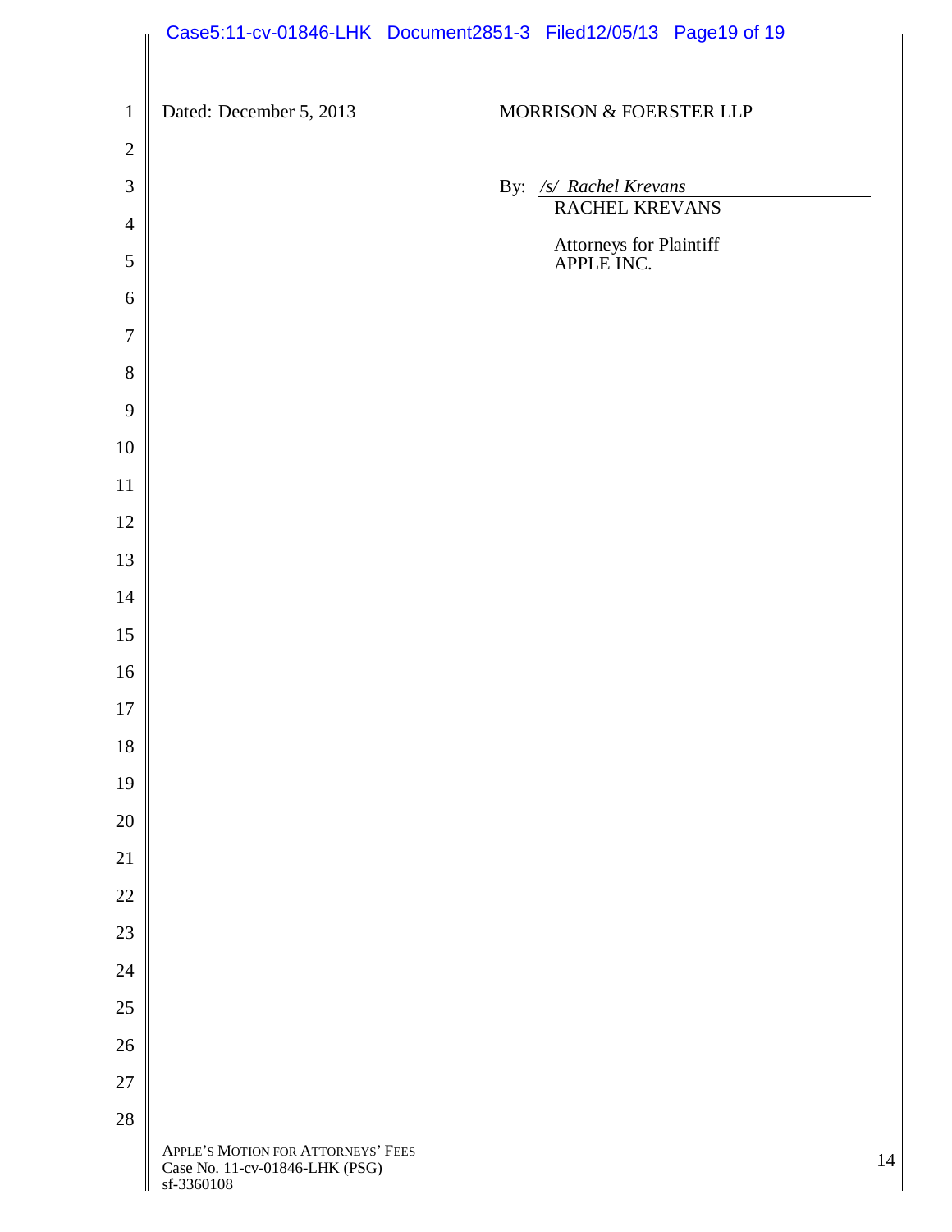Dated: December 5, 2013

MORRISON & FOERSTER LLP

By: */s/ Rachel Krevans*
RACHEL KREVANS

Attorneys for Plaintiff
APPLE INC.